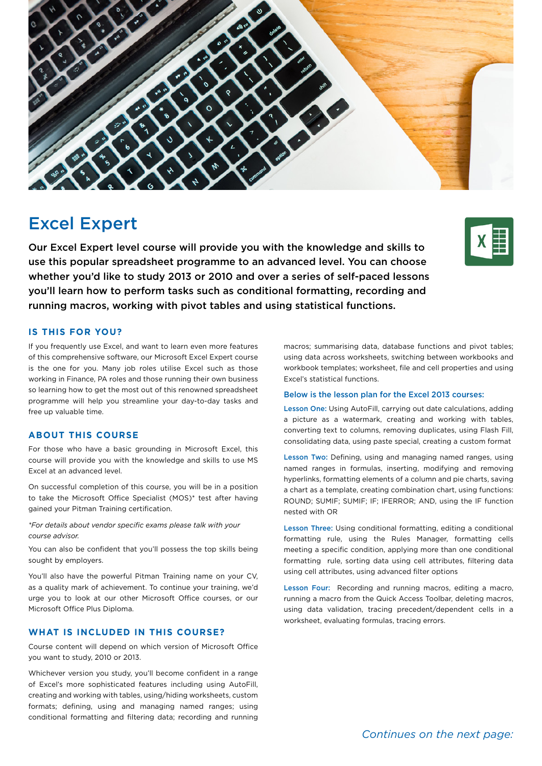# Excel Expert

**Our Excel Expert level course will provide you with the knowledge and skills to use this popular spreadsheet programme to an advanced level. You can choose whether you'd like to study 2013 or 2010 and over a series of self-paced lessons you'll learn how to perform tasks such as conditional formatting, recording and running macros, working with pivot tables and using statistical functions.**

## IS THIS FOR YOU?

If you frequently use Excel, and want to learn even more features of this comprehensive software, our Microsoft Excel Expert course is the one for you. Many job roles utilise Excel such as those working in Finance, PA roles and those running their own business so learning how to get the most out of this renowned spreadsheet programme will help you streamline your day-to-day tasks and free up valuable time.

## ABOUT THIS COURSE

For those who have a basic grounding in Microsoft Excel, this course will provide you with the knowledge and skills to use MS Excel at an advanced level.

On successful completion of this course, you will be in a position to take the Microsoft Office Specialist (MOS)* test after having gained your Pitman Training certification.

*\*For details about vendor specific exams please talk with your course advisor.*

You can also be confident that you'll possess the top skills being sought by employers.

You'll also have the powerful Pitman Training name on your CV, as a quality mark of achievement. To continue your training, we'd urge you to look at our other Microsoft Office courses, or our Microsoft Office Plus Diploma.

## WHAT IS INCLUDED IN THIS COURSE?

Course content will depend on which version of Microsoft Office you want to study, 2010 or 2013.

Whichever version you study, you'll become confident in a range of Excel's more sophisticated features including using AutoFill, creating and working with tables, using/hiding worksheets, custom formats; defining, using and managing named ranges; using conditional formatting and filtering data; recording and running macros; summarising data, database functions and pivot tables; using data across worksheets, switching between workbooks and workbook templates; worksheet, file and cell properties and using Excel's statistical functions.

### Below is the lesson plan for the Excel 2013 courses:

**Lesson One:** Using AutoFill, carrying out date calculations, adding a picture as a watermark, creating and working with tables, converting text to columns, removing duplicates, using Flash Fill, consolidating data, using paste special, creating a custom format

**Lesson Two:** Defining, using and managing named ranges, using named ranges in formulas, inserting, modifying and removing hyperlinks, formatting elements of a column and pie charts, saving a chart as a template, creating combination chart, using functions: ROUND; SUMIF; SUMIF; IF; IFERROR; AND, using the IF function nested with OR

**Lesson Three:** Using conditional formatting, editing a conditional formatting rule, using the Rules Manager, formatting cells meeting a specific condition, applying more than one conditional formatting rule, sorting data using cell attributes, filtering data using cell attributes, using advanced filter options

**Lesson Four:** Recording and running macros, editing a macro, running a macro from the Quick Access Toolbar, deleting macros, using data validation, tracing precedent/dependent cells in a worksheet, evaluating formulas, tracing errors.

*Continues on the next page:*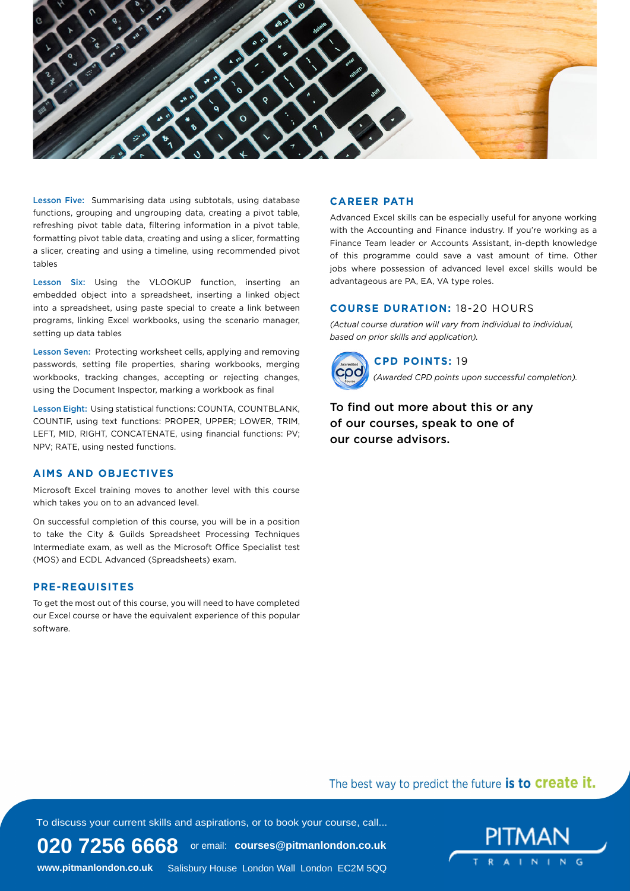**Lesson Five:** Summarising data using subtotals, using database functions, grouping and ungrouping data, creating a pivot table, refreshing pivot table data, filtering information in a pivot table, formatting pivot table data, creating and using a slicer, formatting a slicer, creating and using a timeline, using recommended pivot tables

**Lesson Six:** Using the VLOOKUP function, inserting an embedded object into a spreadsheet, inserting a linked object into a spreadsheet, using paste special to create a link between programs, linking Excel workbooks, using the scenario manager, setting up data tables

**Lesson Seven:** Protecting worksheet cells, applying and removing passwords, setting file properties, sharing workbooks, merging workbooks, tracking changes, accepting or rejecting changes, using the Document Inspector, marking a workbook as final

**Lesson Eight:** Using statistical functions: COUNTA, COUNTBLANK, COUNTIF, using text functions: PROPER, UPPER; LOWER, TRIM, LEFT, MID, RIGHT, CONCATENATE, using financial functions: PV; NPV; RATE, using nested functions.

## AIMS AND OBJECTIVES

Microsoft Excel training moves to another level with this course which takes you on to an advanced level.

On successful completion of this course, you will be in a position to take the City & Guilds Spreadsheet Processing Techniques Intermediate exam, as well as the Microsoft Office Specialist test (MOS) and ECDL Advanced (Spreadsheets) exam.

## PRE-REQUISITES

To get the most out of this course, you will need to have completed our Excel course or have the equivalent experience of this popular software.

## CAREER PATH

Advanced Excel skills can be especially useful for anyone working with the Accounting and Finance industry. If you're working as a Finance Team leader or Accounts Assistant, in-depth knowledge of this programme could save a vast amount of time. Other jobs where possession of advanced level excel skills would be advantageous are PA, EA, VA type roles.

## COURSE DURATION: 18-20 HOURS

*(Actual course duration will vary from individual to individual, based on prior skills and application).*

## CPD POINTS: 19

*(Awarded CPD points upon successful completion).*

**To find out more about this or any of our courses, speak to one of our course advisors.**

The best way to predict the future **is to create it.**

To discuss your current skills and aspirations, or to book your course, call...

**020 7256 6668** or email: **courses@pitmanlondon.co.uk**

**www.pitmanlondon.co.uk** Salisbury House London Wall London EC2M 5QQ

PITMAN TRAINING